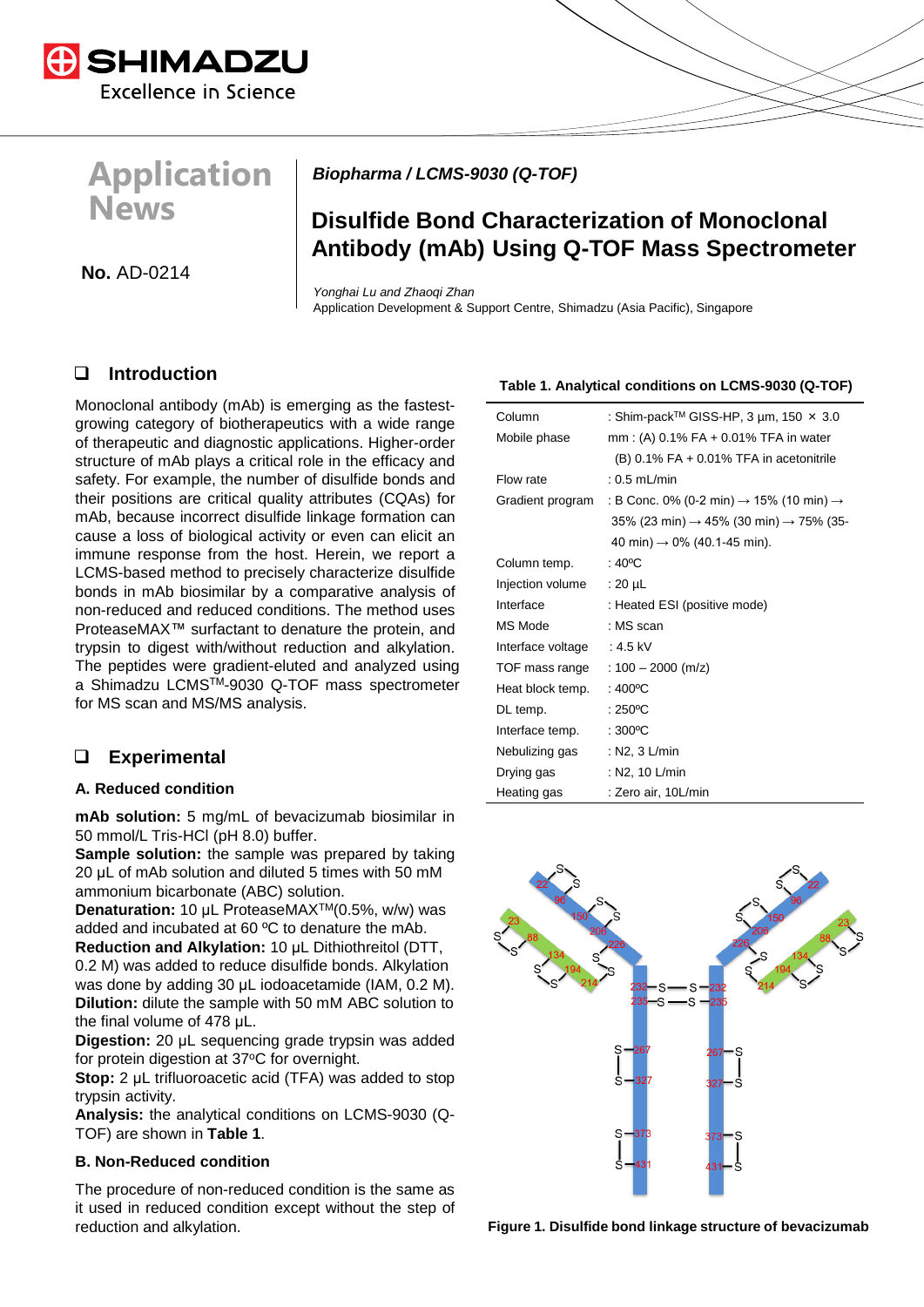# Application News

**No.** AD-0214

***Biopharma / LCMS-9030 (Q-TOF)***

## Disulfide Bond Characterization of Monoclonal Antibody (mAb) Using Q-TOF Mass Spectrometer

*Yonghai Lu and Zhaoqi Zhan*
Application Development & Support Centre, Shimadzu (Asia Pacific), Singapore

## ❑ Introduction

Monoclonal antibody (mAb) is emerging as the fastest-growing category of biotherapeutics with a wide range of therapeutic and diagnostic applications. Higher-order structure of mAb plays a critical role in the efficacy and safety. For example, the number of disulfide bonds and their positions are critical quality attributes (CQAs) for mAb, because incorrect disulfide linkage formation can cause a loss of biological activity or even can elicit an immune response from the host. Herein, we report a LCMS-based method to precisely characterize disulfide bonds in mAb biosimilar by a comparative analysis of non-reduced and reduced conditions. The method uses ProteaseMAX™ surfactant to denature the protein, and trypsin to digest with/without reduction and alkylation. The peptides were gradient-eluted and analyzed using a Shimadzu LCMS™-9030 Q-TOF mass spectrometer for MS scan and MS/MS analysis.

## ❑ Experimental

### A. Reduced condition

**mAb solution:** 5 mg/mL of bevacizumab biosimilar in 50 mmol/L Tris-HCl (pH 8.0) buffer.
**Sample solution:** the sample was prepared by taking 20 µL of mAb solution and diluted 5 times with 50 mM ammonium bicarbonate (ABC) solution.
**Denaturation:** 10 µL ProteaseMAX™(0.5%, w/w) was added and incubated at 60 ºC to denature the mAb.
**Reduction and Alkylation:** 10 µL Dithiothreitol (DTT, 0.2 M) was added to reduce disulfide bonds. Alkylation was done by adding 30 µL iodoacetamide (IAM, 0.2 M).
**Dilution:** dilute the sample with 50 mM ABC solution to the final volume of 478 µL.
**Digestion:** 20 µL sequencing grade trypsin was added for protein digestion at 37ºC for overnight.
**Stop:** 2 µL trifluoroacetic acid (TFA) was added to stop trypsin activity.
**Analysis:** the analytical conditions on LCMS-9030 (Q-TOF) are shown in **Table 1**.

### B. Non-Reduced condition

The procedure of non-reduced condition is the same as it used in reduced condition except without the step of reduction and alkylation.

**Table 1. Analytical conditions on LCMS-9030 (Q-TOF)**

| | |
|---|---|
| Column | : Shim-pack™ GISS-HP, 3 µm, 150 × 3.0 mm |
| Mobile phase | : (A) 0.1% FA + 0.01% TFA in water<br>(B) 0.1% FA + 0.01% TFA in acetonitrile |
| Flow rate | : 0.5 mL/min |
| Gradient program | : B Conc. 0% (0-2 min) → 15% (10 min) → 35% (23 min) → 45% (30 min) → 75% (35-40 min) → 0% (40.1-45 min). |
| Column temp. | : 40ºC |
| Injection volume | : 20 µL |
| Interface | : Heated ESI (positive mode) |
| MS Mode | : MS scan |
| Interface voltage | : 4.5 kV |
| TOF mass range | : 100 – 2000 (m/z) |
| Heat block temp. | : 400ºC |
| DL temp. | : 250ºC |
| Interface temp. | : 300ºC |
| Nebulizing gas | : N2, 3 L/min |
| Drying gas | : N2, 10 L/min |
| Heating gas | : Zero air, 10L/min |

**Figure 1. Disulfide bond linkage structure of bevacizumab**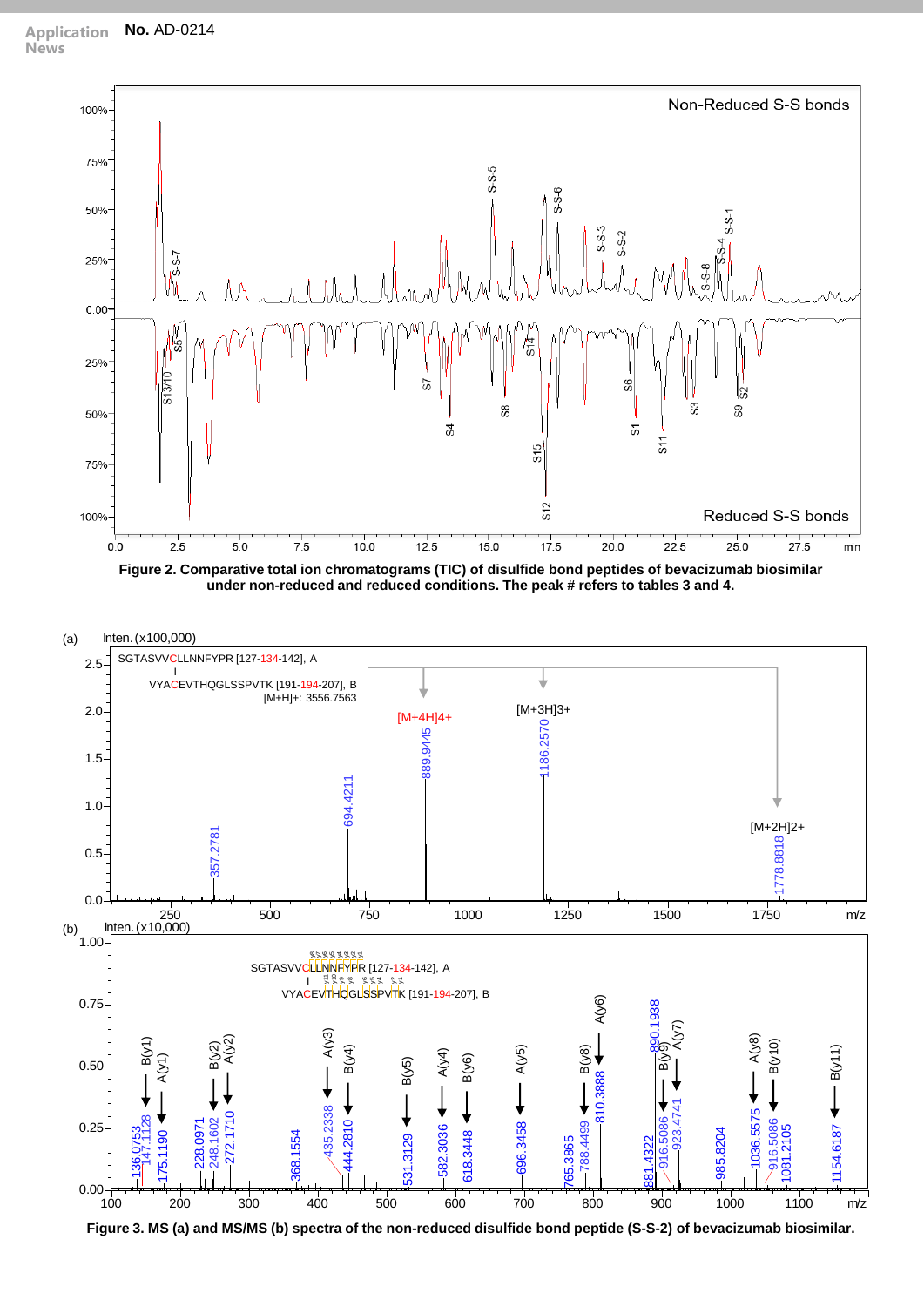Figure 2. Comparative total ion chromatograms (TIC) of disulfide bond peptides of bevacizumab biosimilar under non-reduced and reduced conditions. The peak # refers to tables 3 and 4.

Figure 3. MS (a) and MS/MS (b) spectra of the non-reduced disulfide bond peptide (S-S-2) of bevacizumab biosimilar.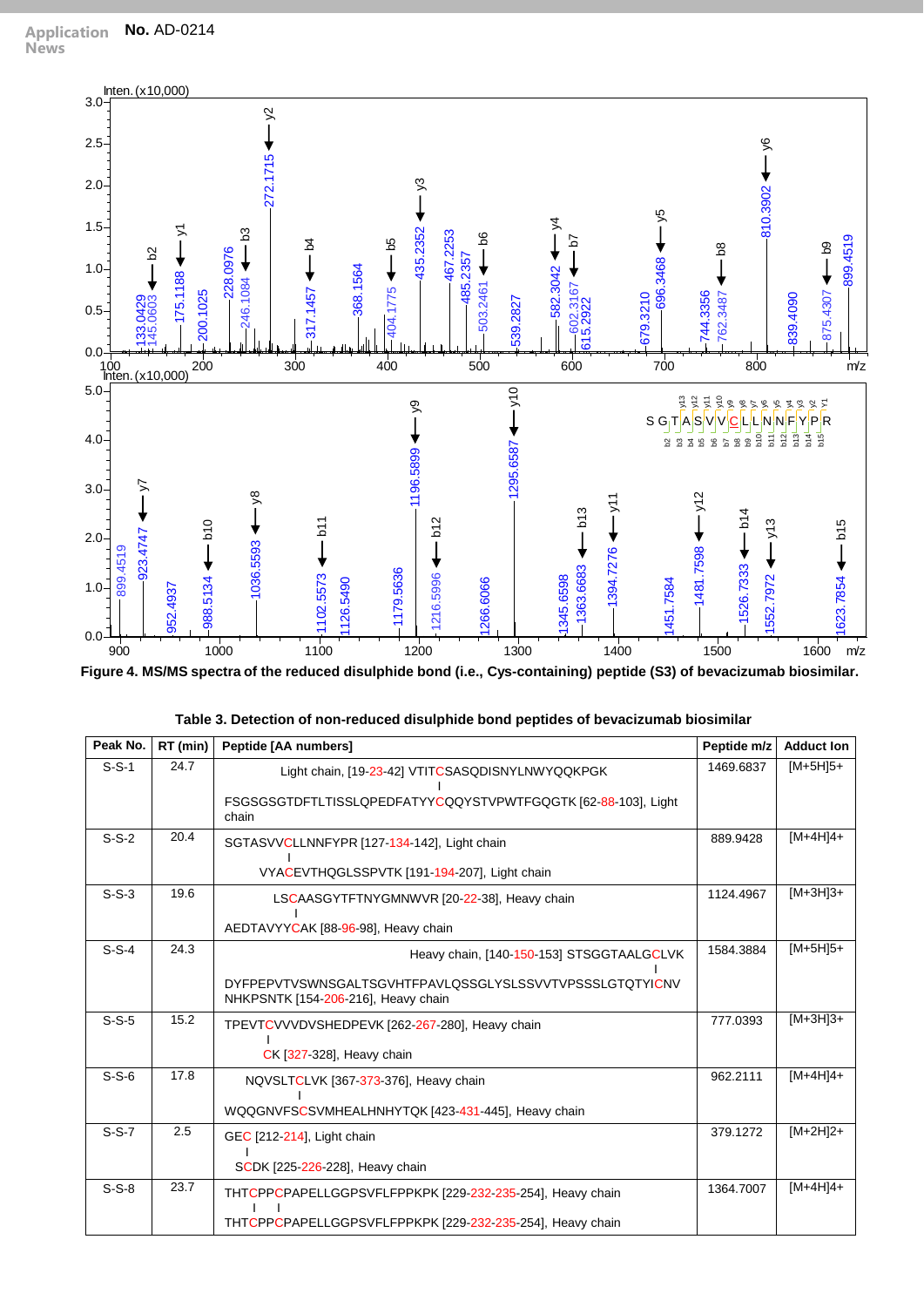Figure 4. MS/MS spectra of the reduced disulphide bond (i.e., Cys-containing) peptide (S3) of bevacizumab biosimilar.

**Table 3. Detection of non-reduced disulphide bond peptides of bevacizumab biosimilar**

| Peak No. | RT (min) | Peptide [AA numbers] | Peptide m/z | Adduct Ion |
|---|---|---|---|---|
| S-S-1 | 24.7 | Light chain, [19-23-42] VTITCSASQDISNYLNWYQQKPGK<br>\|<br>FSGSGSGTDFTLTISSLQPEDFATYYCQQYSTVPWTFGQGTK [62-88-103], Light chain | 1469.6837 | [M+5H]5+ |
| S-S-2 | 20.4 | SGTASVVCLLNNFYPR [127-134-142], Light chain<br>\|<br>VYACEVTHQGLSSPVTK [191-194-207], Light chain | 889.9428 | [M+4H]4+ |
| S-S-3 | 19.6 | LSCAASGYTFTNYGMNWVR [20-22-38], Heavy chain<br>\|<br>AEDTAVYYCAK [88-96-98], Heavy chain | 1124.4967 | [M+3H]3+ |
| S-S-4 | 24.3 | Heavy chain, [140-150-153] STSGGTAALGCLVK<br>\|<br>DYFPEPVTVSWNSGALTSGVHTFPAVLQSSGLYSLSSVVTVPSSSLGTQTYICNV NHKPSNTK [154-206-216], Heavy chain | 1584.3884 | [M+5H]5+ |
| S-S-5 | 15.2 | TPEVTCVVVDVSHEDPEVK [262-267-280], Heavy chain<br>\|<br>CK [327-328], Heavy chain | 777.0393 | [M+3H]3+ |
| S-S-6 | 17.8 | NQVSLTCLVK [367-373-376], Heavy chain<br>\|<br>WQQGNVFSCSVMHEALHNHYTQK [423-431-445], Heavy chain | 962.2111 | [M+4H]4+ |
| S-S-7 | 2.5 | GEC [212-214], Light chain<br>\|<br>SCDK [225-226-228], Heavy chain | 379.1272 | [M+2H]2+ |
| S-S-8 | 23.7 | THTCPPCPAPELLGGPSVFLFPPKPK [229-232-235-254], Heavy chain<br>\| \|<br>THTCPPCPAPELLGGPSVFLFPPKPK [229-232-235-254], Heavy chain | 1364.7007 | [M+4H]4+ |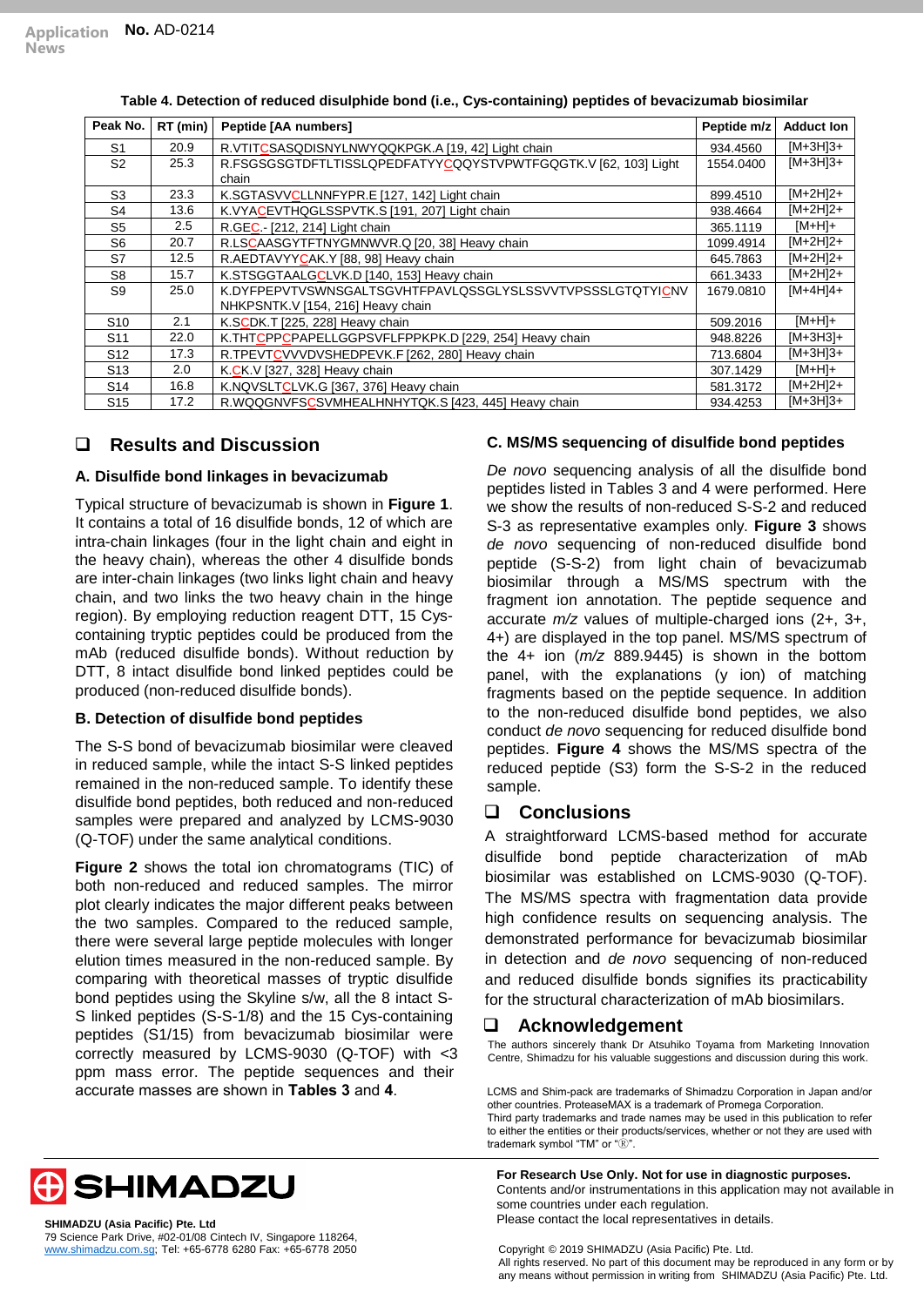**Table 4. Detection of reduced disulphide bond (i.e., Cys-containing) peptides of bevacizumab biosimilar**

| Peak No. | RT (min) | Peptide [AA numbers] | Peptide m/z | Adduct Ion |
|---|---|---|---|---|
| S1 | 20.9 | R.VTITCSASQDISNYLNWYQQKPGK.A [19, 42] Light chain | 934.4560 | [M+3H]3+ |
| S2 | 25.3 | R.FSGSGSGTDFTLTISSLQPEDFATYYCQQYSTVPWTFGQGTK.V [62, 103] Light chain | 1554.0400 | [M+3H]3+ |
| S3 | 23.3 | K.SGTASVVCLLNNFYPR.E [127, 142] Light chain | 899.4510 | [M+2H]2+ |
| S4 | 13.6 | K.VYACEVTHQGLSSPVTK.S [191, 207] Light chain | 938.4664 | [M+2H]2+ |
| S5 | 2.5 | R.GEC.- [212, 214] Light chain | 365.1119 | [M+H]+ |
| S6 | 20.7 | R.LSCAASGYTFTNYGMNWVR.Q [20, 38] Heavy chain | 1099.4914 | [M+2H]2+ |
| S7 | 12.5 | R.AEDTAVYYCAK.Y [88, 98] Heavy chain | 645.7863 | [M+2H]2+ |
| S8 | 15.7 | K.STSGGTAALGCLVK.D [140, 153] Heavy chain | 661.3433 | [M+2H]2+ |
| S9 | 25.0 | K.DYFPEPVTVSWNSGALTSGVHTFPAVLQSSGLYSLSSVVTVPSSSLGTQTYICNVNHKPSNTK.V [154, 216] Heavy chain | 1679.0810 | [M+4H]4+ |
| S10 | 2.1 | K.SCDK.T [225, 228] Heavy chain | 509.2016 | [M+H]+ |
| S11 | 22.0 | K.THTCPPCPAPELLGGPSVFLFPPKPK.D [229, 254] Heavy chain | 948.8226 | [M+3H3]+ |
| S12 | 17.3 | R.TPEVTCVVVDVSHEDPEVK.F [262, 280] Heavy chain | 713.6804 | [M+3H]3+ |
| S13 | 2.0 | K.CK.V [327, 328] Heavy chain | 307.1429 | [M+H]+ |
| S14 | 16.8 | K.NQVSLTCLVK.G [367, 376] Heavy chain | 581.3172 | [M+2H]2+ |
| S15 | 17.2 | R.WQQGNVFSCSVMHEALHNHYTQK.S [423, 445] Heavy chain | 934.4253 | [M+3H]3+ |

## ❑ Results and Discussion

### A. Disulfide bond linkages in bevacizumab

Typical structure of bevacizumab is shown in **Figure 1**. It contains a total of 16 disulfide bonds, 12 of which are intra-chain linkages (four in the light chain and eight in the heavy chain), whereas the other 4 disulfide bonds are inter-chain linkages (two links light chain and heavy chain, and two links the two heavy chain in the hinge region). By employing reduction reagent DTT, 15 Cys-containing tryptic peptides could be produced from the mAb (reduced disulfide bonds). Without reduction by DTT, 8 intact disulfide bond linked peptides could be produced (non-reduced disulfide bonds).

### B. Detection of disulfide bond peptides

The S-S bond of bevacizumab biosimilar were cleaved in reduced sample, while the intact S-S linked peptides remained in the non-reduced sample. To identify these disulfide bond peptides, both reduced and non-reduced samples were prepared and analyzed by LCMS-9030 (Q-TOF) under the same analytical conditions.

**Figure 2** shows the total ion chromatograms (TIC) of both non-reduced and reduced samples. The mirror plot clearly indicates the major different peaks between the two samples. Compared to the reduced sample, there were several large peptide molecules with longer elution times measured in the non-reduced sample. By comparing with theoretical masses of tryptic disulfide bond peptides using the Skyline s/w, all the 8 intact S-S linked peptides (S-S-1/8) and the 15 Cys-containing peptides (S1/15) from bevacizumab biosimilar were correctly measured by LCMS-9030 (Q-TOF) with <3 ppm mass error. The peptide sequences and their accurate masses are shown in **Tables 3** and **4**.

### C. MS/MS sequencing of disulfide bond peptides

*De novo* sequencing analysis of all the disulfide bond peptides listed in Tables 3 and 4 were performed. Here we show the results of non-reduced S-S-2 and reduced S-3 as representative examples only. **Figure 3** shows *de novo* sequencing of non-reduced disulfide bond peptide (S-S-2) from light chain of bevacizumab biosimilar through a MS/MS spectrum with the fragment ion annotation. The peptide sequence and accurate *m/z* values of multiple-charged ions (2+, 3+, 4+) are displayed in the top panel. MS/MS spectrum of the 4+ ion (*m/z* 889.9445) is shown in the bottom panel, with the explanations (y ion) of matching fragments based on the peptide sequence. In addition to the non-reduced disulfide bond peptides, we also conduct *de novo* sequencing for reduced disulfide bond peptides. **Figure 4** shows the MS/MS spectra of the reduced peptide (S3) form the S-S-2 in the reduced sample.

## ❑ Conclusions

A straightforward LCMS-based method for accurate disulfide bond peptide characterization of mAb biosimilar was established on LCMS-9030 (Q-TOF). The MS/MS spectra with fragmentation data provide high confidence results on sequencing analysis. The demonstrated performance for bevacizumab biosimilar in detection and *de novo* sequencing of non-reduced and reduced disulfide bonds signifies its practicability for the structural characterization of mAb biosimilars.

## ❑ Acknowledgement

The authors sincerely thank Dr Atsuhiko Toyama from Marketing Innovation Centre, Shimadzu for his valuable suggestions and discussion during this work.

LCMS and Shim-pack are trademarks of Shimadzu Corporation in Japan and/or other countries. ProteaseMAX is a trademark of Promega Corporation.
Third party trademarks and trade names may be used in this publication to refer to either the entities or their products/services, whether or not they are used with trademark symbol "TM" or "®".

**SHIMADZU (Asia Pacific) Pte. Ltd**
79 Science Park Drive, #02-01/08 Cintech IV, Singapore 118264,
www.shimadzu.com.sg; Tel: +65-6778 6280 Fax: +65-6778 2050

**For Research Use Only. Not for use in diagnostic purposes.**
Contents and/or instrumentations in this application may not available in some countries under each regulation.
Please contact the local representatives in details.

Copyright © 2019 SHIMADZU (Asia Pacific) Pte. Ltd.
All rights reserved. No part of this document may be reproduced in any form or by any means without permission in writing from SHIMADZU (Asia Pacific) Pte. Ltd.